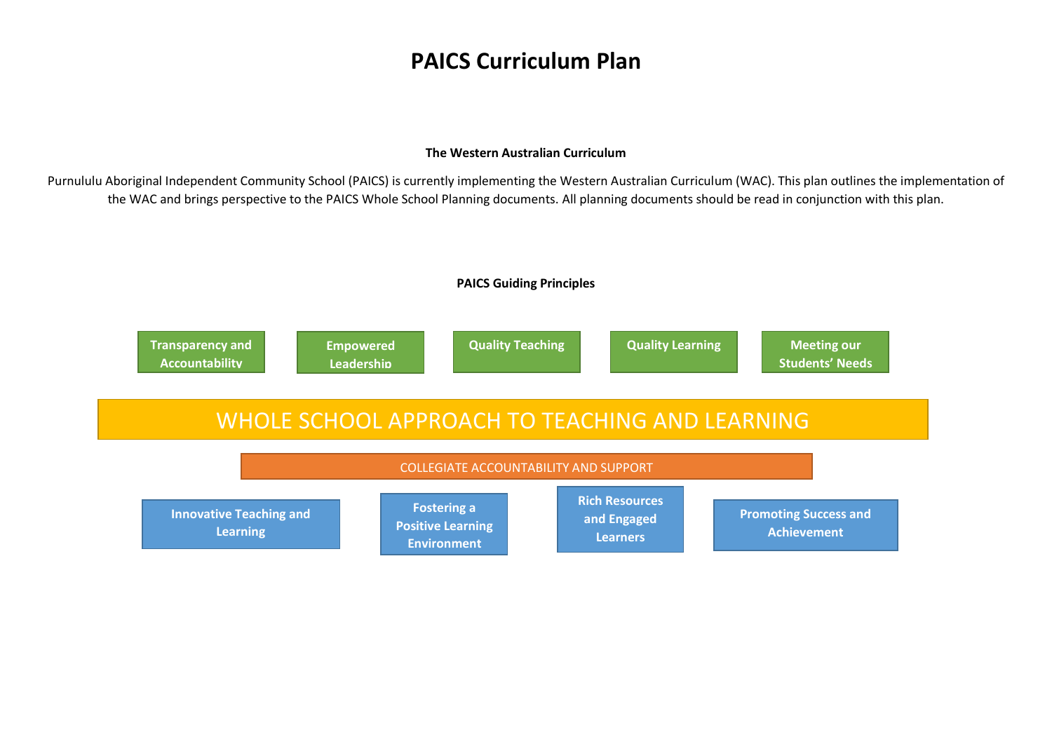# PAICS Curriculum Plan

**The Western Australian Curriculum**

Purnululu Aboriginal Independent Community School (PAICS) is currently implementing the Western Australian Curriculum (WAC). This plan outlines the implementation of the WAC and brings perspective to the PAICS Whole School Planning documents. All planning documents should be read in conjunction with this plan.

**PAICS Guiding Principles**

- **Transparency and Accountability**
- **Empowered Leadership**
- **Quality Teaching**
- **Quality Learning**
- **Meeting our Students' Needs**

WHOLE SCHOOL APPROACH TO TEACHING AND LEARNING

COLLEGIATE ACCOUNTABILITY AND SUPPORT

- **Innovative Teaching and Learning**
- **Fostering a Positive Learning Environment**
- **Rich Resources and Engaged Learners**
- **Promoting Success and Achievement**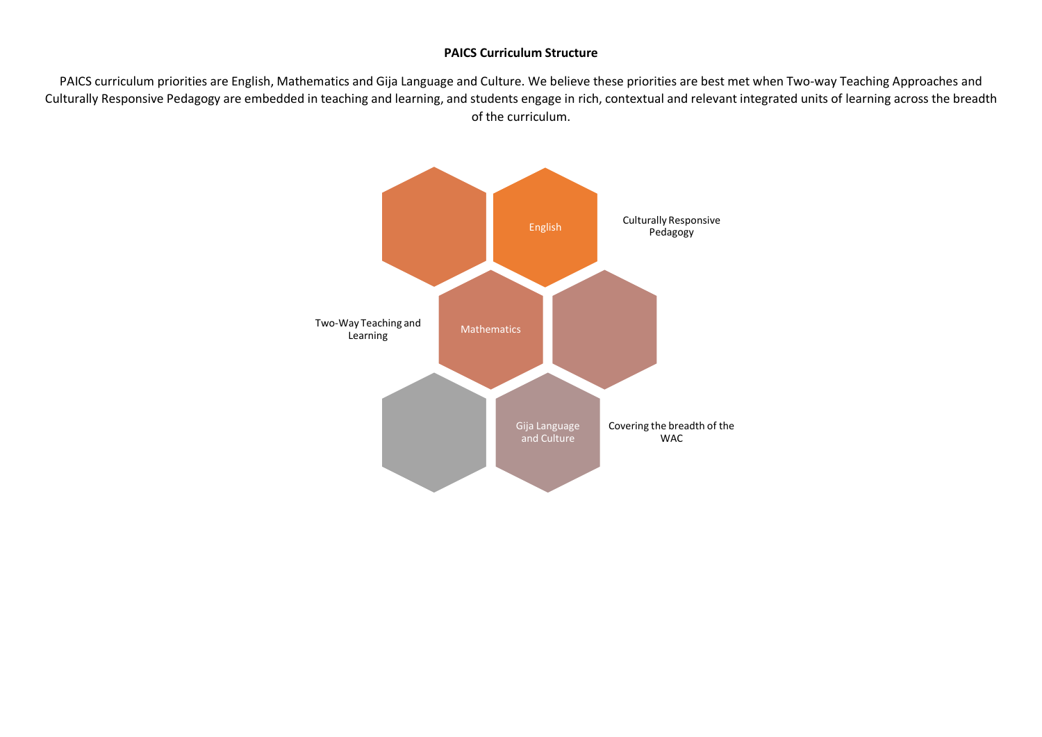**PAICS Curriculum Structure**

PAICS curriculum priorities are English, Mathematics and Gija Language and Culture. We believe these priorities are best met when Two-way Teaching Approaches and Culturally Responsive Pedagogy are embedded in teaching and learning, and students engage in rich, contextual and relevant integrated units of learning across the breadth of the curriculum.

English

Culturally Responsive Pedagogy

Two-Way Teaching and Learning

Mathematics

Gija Language and Culture

Covering the breadth of the WAC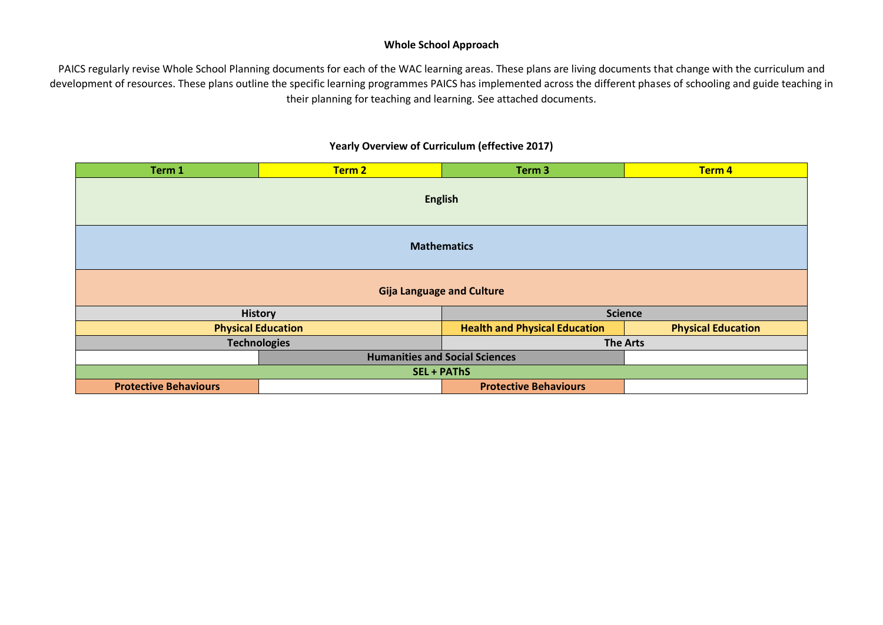## Whole School Approach

PAICS regularly revise Whole School Planning documents for each of the WAC learning areas. These plans are living documents that change with the curriculum and development of resources. These plans outline the specific learning programmes PAICS has implemented across the different phases of schooling and guide teaching in their planning for teaching and learning. See attached documents.

### Yearly Overview of Curriculum (effective 2017)

| Term 1 | Term 2 | Term 3 | Term 4 |
|---|---|---|---|
| English | | | |
| Mathematics | | | |
| Gija Language and Culture | | | |
| History | | Science | |
| Physical Education | | Health and Physical Education | Physical Education |
| Technologies | | The Arts | |
| | Humanities and Social Sciences | | |
| SEL + PAThS | | | |
| Protective Behaviours | | Protective Behaviours | |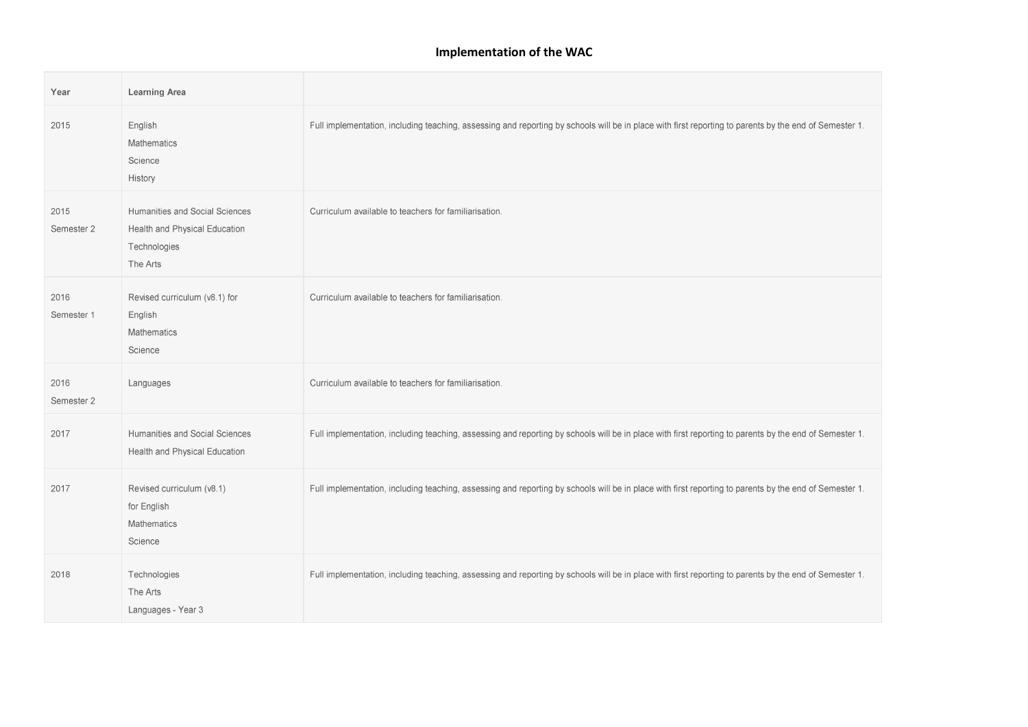## Implementation of the WAC

| Year | Learning Area | |
|---|---|---|
| 2015 | English<br>Mathematics<br>Science<br>History | Full implementation, including teaching, assessing and reporting by schools will be in place with first reporting to parents by the end of Semester 1. |
| 2015<br>Semester 2 | Humanities and Social Sciences<br>Health and Physical Education<br>Technologies<br>The Arts | Curriculum available to teachers for familiarisation. |
| 2016<br>Semester 1 | Revised curriculum (v8.1) for<br>English<br>Mathematics<br>Science | Curriculum available to teachers for familiarisation. |
| 2016<br>Semester 2 | Languages | Curriculum available to teachers for familiarisation. |
| 2017 | Humanities and Social Sciences<br>Health and Physical Education | Full implementation, including teaching, assessing and reporting by schools will be in place with first reporting to parents by the end of Semester 1. |
| 2017 | Revised curriculum (v8.1)<br>for English<br>Mathematics<br>Science | Full implementation, including teaching, assessing and reporting by schools will be in place with first reporting to parents by the end of Semester 1. |
| 2018 | Technologies<br>The Arts<br>Languages - Year 3 | Full implementation, including teaching, assessing and reporting by schools will be in place with first reporting to parents by the end of Semester 1. |